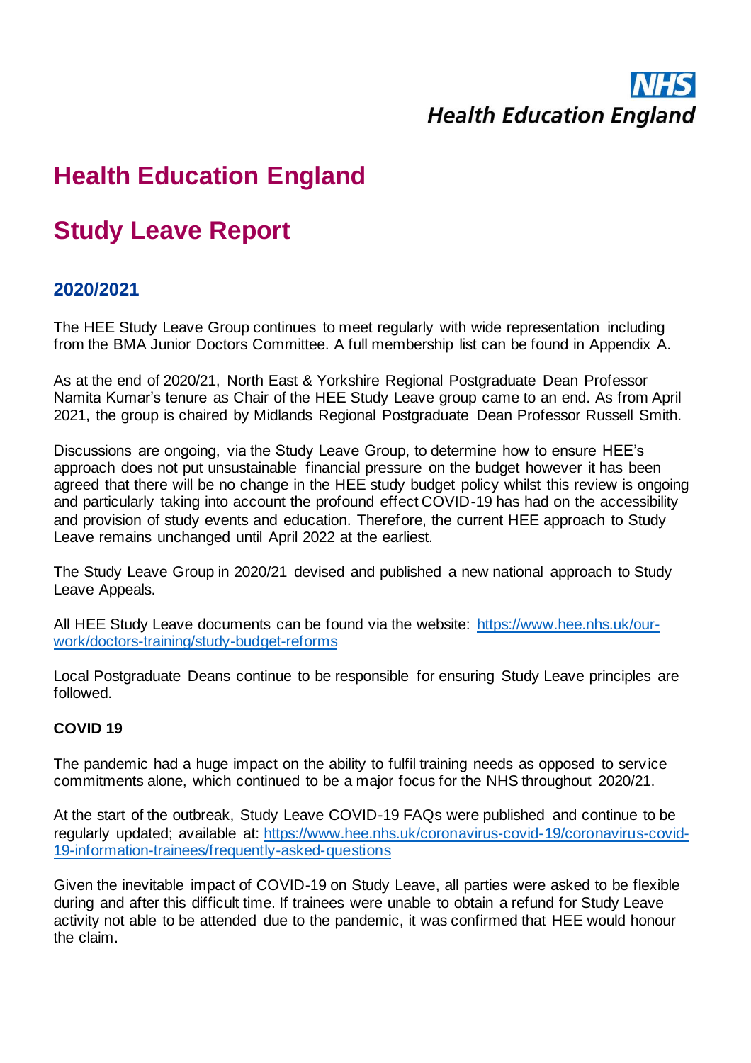# Health Education England

# Study Leave Report

## 2020/2021

The HEE Study Leave Group continues to meet regularly with wide representation including from the BMA Junior Doctors Committee. A full membership list can be found in Appendix A.

As at the end of 2020/21, North East & Yorkshire Regional Postgraduate Dean Professor Namita Kumar's tenure as Chair of the HEE Study Leave group came to an end. As from April 2021, the group is chaired by Midlands Regional Postgraduate Dean Professor Russell Smith.

Discussions are ongoing, via the Study Leave Group, to determine how to ensure HEE's approach does not put unsustainable financial pressure on the budget however it has been agreed that there will be no change in the HEE study budget policy whilst this review is ongoing and particularly taking into account the profound effect COVID-19 has had on the accessibility and provision of study events and education. Therefore, the current HEE approach to Study Leave remains unchanged until April 2022 at the earliest.

The Study Leave Group in 2020/21 devised and published a new national approach to Study Leave Appeals.

All HEE Study Leave documents can be found via the website: [https://www.hee.nhs.uk/our-work/doctors-training/study-budget-reforms](https://www.hee.nhs.uk/our-work/doctors-training/study-budget-reforms)

Local Postgraduate Deans continue to be responsible for ensuring Study Leave principles are followed.

**COVID 19**

The pandemic had a huge impact on the ability to fulfil training needs as opposed to service commitments alone, which continued to be a major focus for the NHS throughout 2020/21.

At the start of the outbreak, Study Leave COVID-19 FAQs were published and continue to be regularly updated; available at: [https://www.hee.nhs.uk/coronavirus-covid-19/coronavirus-covid-19-information-trainees/frequently-asked-questions](https://www.hee.nhs.uk/coronavirus-covid-19/coronavirus-covid-19-information-trainees/frequently-asked-questions)

Given the inevitable impact of COVID-19 on Study Leave, all parties were asked to be flexible during and after this difficult time. If trainees were unable to obtain a refund for Study Leave activity not able to be attended due to the pandemic, it was confirmed that HEE would honour the claim.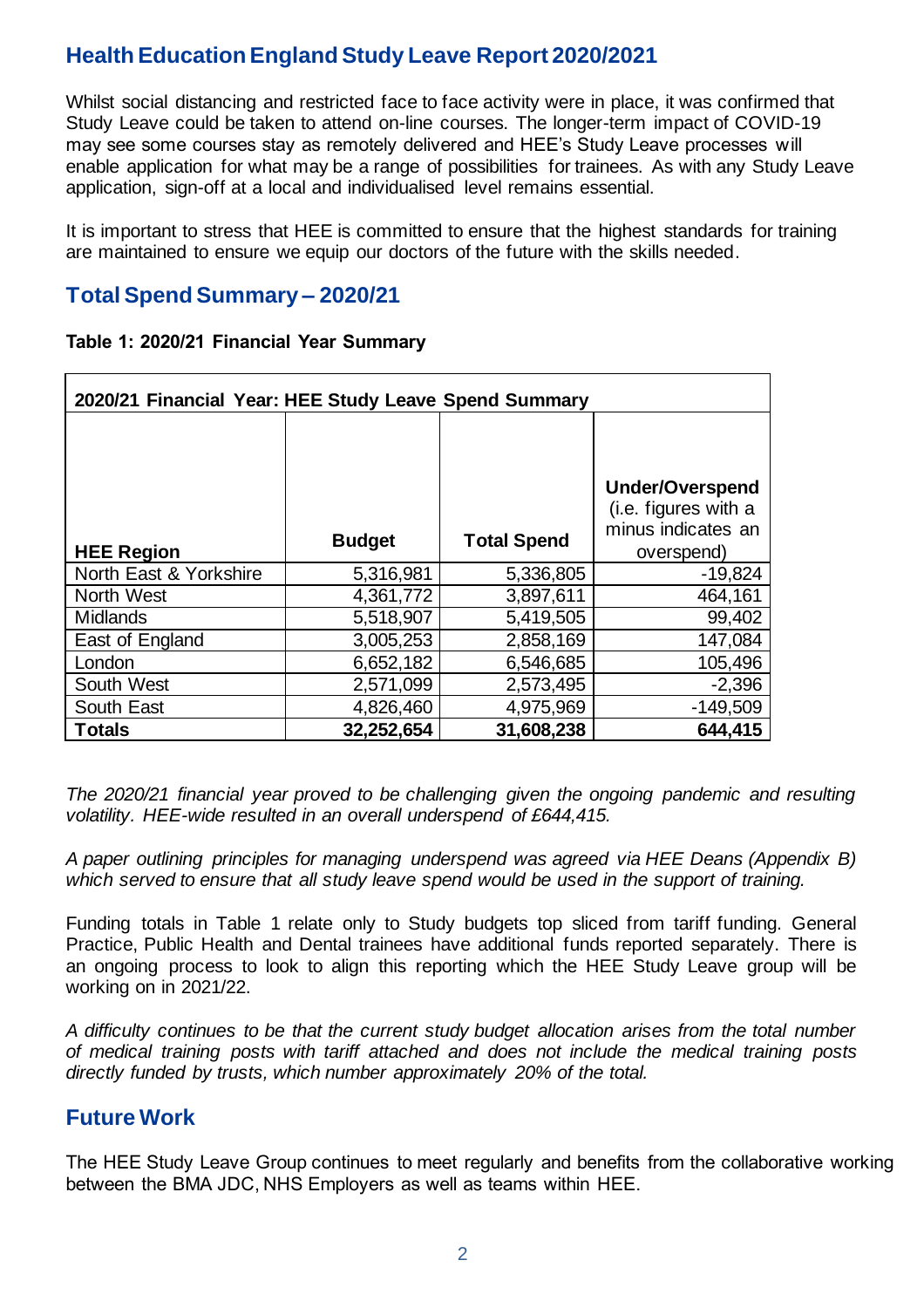## Health Education England Study Leave Report 2020/2021

Whilst social distancing and restricted face to face activity were in place, it was confirmed that Study Leave could be taken to attend on-line courses. The longer-term impact of COVID-19 may see some courses stay as remotely delivered and HEE's Study Leave processes will enable application for what may be a range of possibilities for trainees. As with any Study Leave application, sign-off at a local and individualised level remains essential.

It is important to stress that HEE is committed to ensure that the highest standards for training are maintained to ensure we equip our doctors of the future with the skills needed.

## Total Spend Summary – 2020/21

**Table 1: 2020/21 Financial Year Summary**

| 2020/21 Financial Year: HEE Study Leave Spend Summary | | | |
|---|---|---|---|
| **HEE Region** | **Budget** | **Total Spend** | **Under/Overspend** (i.e. figures with a minus indicates an overspend) |
| North East & Yorkshire | 5,316,981 | 5,336,805 | -19,824 |
| North West | 4,361,772 | 3,897,611 | 464,161 |
| Midlands | 5,518,907 | 5,419,505 | 99,402 |
| East of England | 3,005,253 | 2,858,169 | 147,084 |
| London | 6,652,182 | 6,546,685 | 105,496 |
| South West | 2,571,099 | 2,573,495 | -2,396 |
| South East | 4,826,460 | 4,975,969 | -149,509 |
| **Totals** | **32,252,654** | **31,608,238** | **644,415** |

*The 2020/21 financial year proved to be challenging given the ongoing pandemic and resulting volatility. HEE-wide resulted in an overall underspend of £644,415.*

*A paper outlining principles for managing underspend was agreed via HEE Deans (Appendix B) which served to ensure that all study leave spend would be used in the support of training.*

Funding totals in Table 1 relate only to Study budgets top sliced from tariff funding. General Practice, Public Health and Dental trainees have additional funds reported separately. There is an ongoing process to look to align this reporting which the HEE Study Leave group will be working on in 2021/22.

*A difficulty continues to be that the current study budget allocation arises from the total number of medical training posts with tariff attached and does not include the medical training posts directly funded by trusts, which number approximately 20% of the total.*

## Future Work

The HEE Study Leave Group continues to meet regularly and benefits from the collaborative working between the BMA JDC, NHS Employers as well as teams within HEE.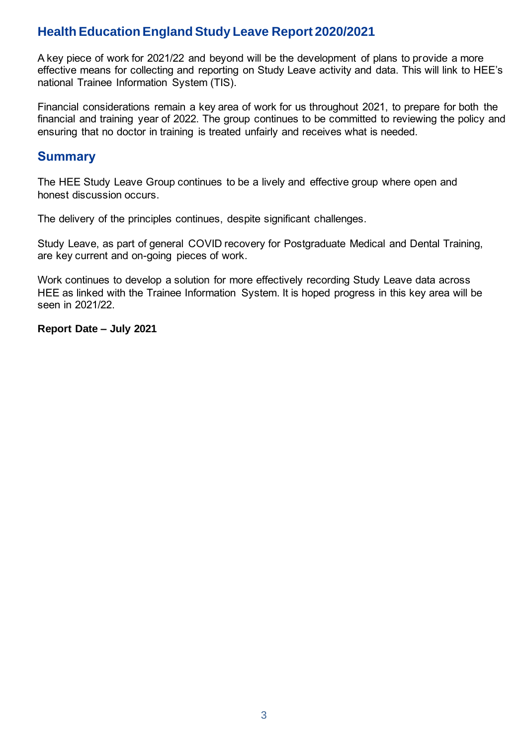## Health Education England Study Leave Report 2020/2021

A key piece of work for 2021/22 and beyond will be the development of plans to provide a more effective means for collecting and reporting on Study Leave activity and data. This will link to HEE's national Trainee Information System (TIS).

Financial considerations remain a key area of work for us throughout 2021, to prepare for both the financial and training year of 2022. The group continues to be committed to reviewing the policy and ensuring that no doctor in training is treated unfairly and receives what is needed.

## Summary

The HEE Study Leave Group continues to be a lively and effective group where open and honest discussion occurs.

The delivery of the principles continues, despite significant challenges.

Study Leave, as part of general COVID recovery for Postgraduate Medical and Dental Training, are key current and on-going pieces of work.

Work continues to develop a solution for more effectively recording Study Leave data across HEE as linked with the Trainee Information System. It is hoped progress in this key area will be seen in 2021/22.

**Report Date – July 2021**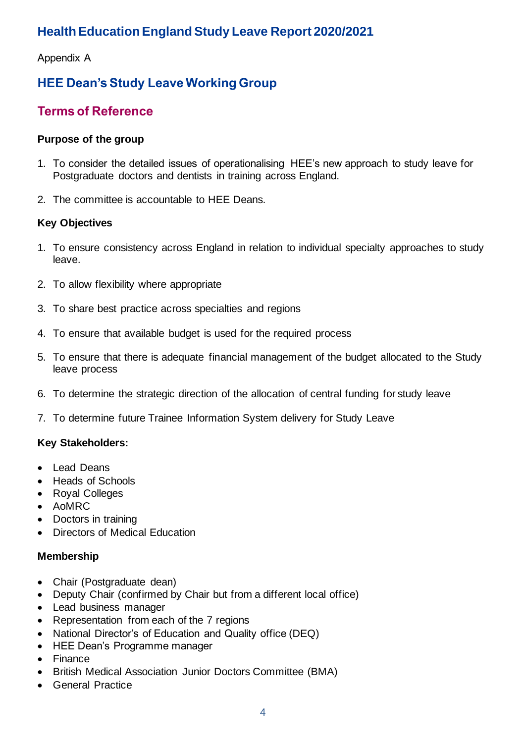## Health Education England Study Leave Report 2020/2021

Appendix A

## HEE Dean's Study Leave Working Group

### Terms of Reference

**Purpose of the group**

1. To consider the detailed issues of operationalising HEE's new approach to study leave for Postgraduate doctors and dentists in training across England.
2. The committee is accountable to HEE Deans.

**Key Objectives**

1. To ensure consistency across England in relation to individual specialty approaches to study leave.
2. To allow flexibility where appropriate
3. To share best practice across specialties and regions
4. To ensure that available budget is used for the required process
5. To ensure that there is adequate financial management of the budget allocated to the Study leave process
6. To determine the strategic direction of the allocation of central funding for study leave
7. To determine future Trainee Information System delivery for Study Leave

**Key Stakeholders:**

- Lead Deans
- Heads of Schools
- Royal Colleges
- AoMRC
- Doctors in training
- Directors of Medical Education

**Membership**

- Chair (Postgraduate dean)
- Deputy Chair (confirmed by Chair but from a different local office)
- Lead business manager
- Representation from each of the 7 regions
- National Director's of Education and Quality office (DEQ)
- HEE Dean's Programme manager
- Finance
- British Medical Association Junior Doctors Committee (BMA)
- General Practice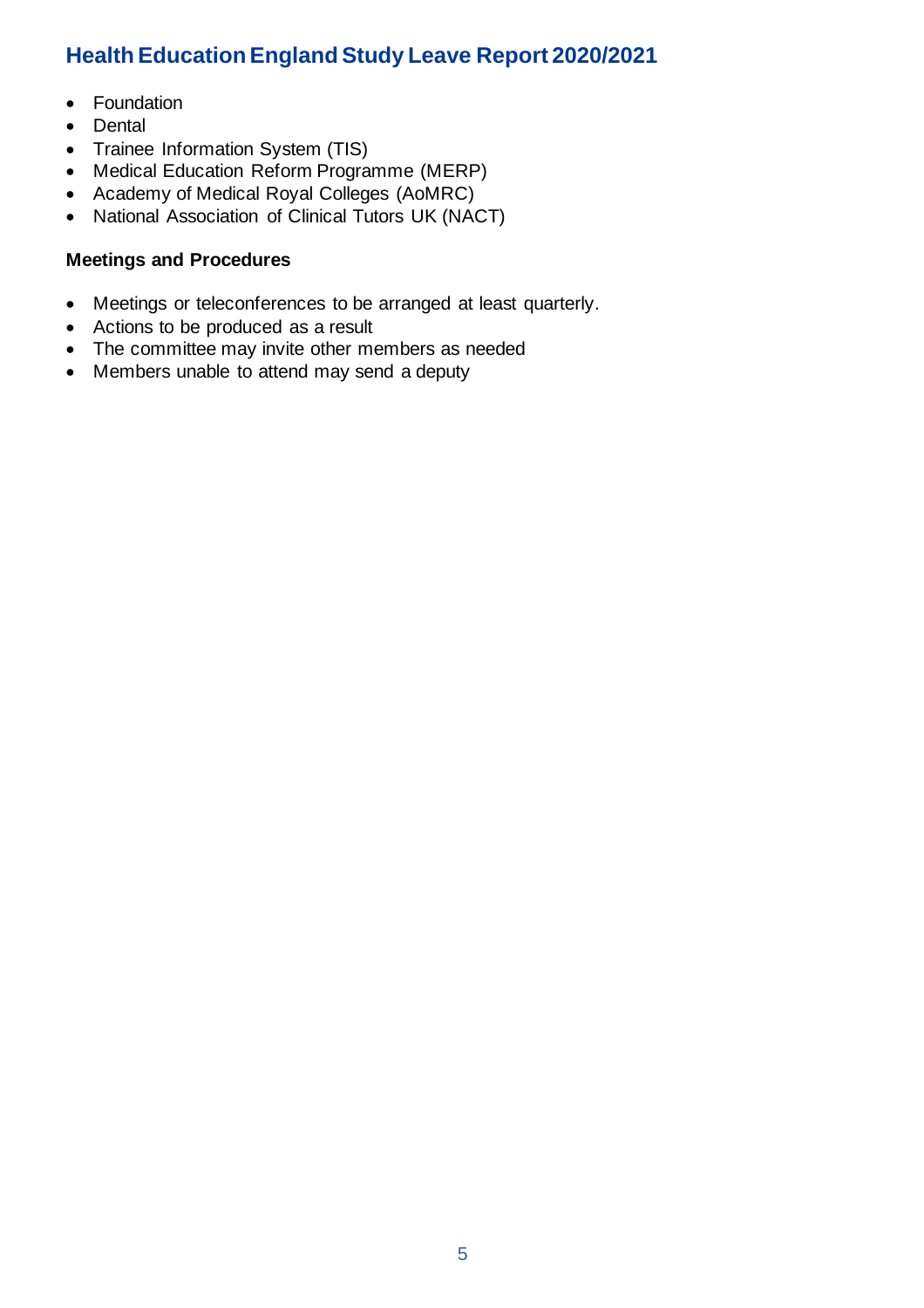- Foundation
- Dental
- Trainee Information System (TIS)
- Medical Education Reform Programme (MERP)
- Academy of Medical Royal Colleges (AoMRC)
- National Association of Clinical Tutors UK (NACT)

**Meetings and Procedures**

- Meetings or teleconferences to be arranged at least quarterly.
- Actions to be produced as a result
- The committee may invite other members as needed
- Members unable to attend may send a deputy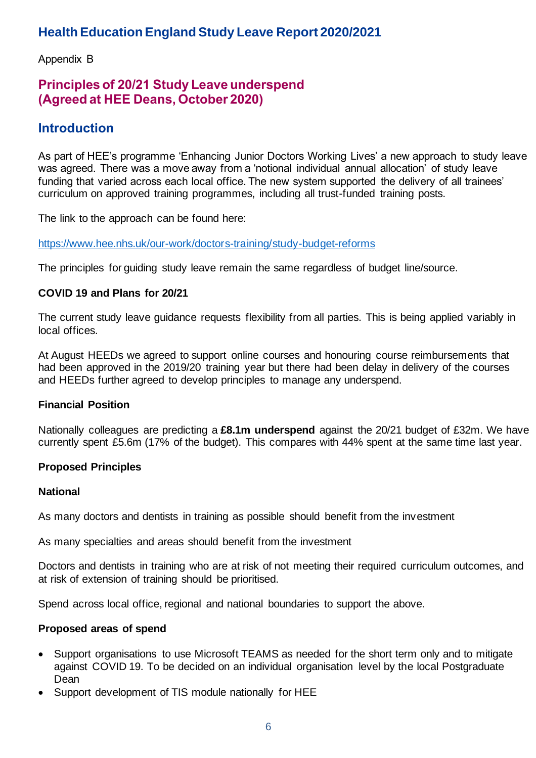# Health Education England Study Leave Report 2020/2021

Appendix B

## Principles of 20/21 Study Leave underspend (Agreed at HEE Deans, October 2020)

## Introduction

As part of HEE's programme 'Enhancing Junior Doctors Working Lives' a new approach to study leave was agreed. There was a move away from a 'notional individual annual allocation' of study leave funding that varied across each local office. The new system supported the delivery of all trainees' curriculum on approved training programmes, including all trust-funded training posts.

The link to the approach can be found here:

https://www.hee.nhs.uk/our-work/doctors-training/study-budget-reforms

The principles for guiding study leave remain the same regardless of budget line/source.

**COVID 19 and Plans for 20/21**

The current study leave guidance requests flexibility from all parties. This is being applied variably in local offices.

At August HEEDs we agreed to support online courses and honouring course reimbursements that had been approved in the 2019/20 training year but there had been delay in delivery of the courses and HEEDs further agreed to develop principles to manage any underspend.

**Financial Position**

Nationally colleagues are predicting a **£8.1m underspend** against the 20/21 budget of £32m. We have currently spent £5.6m (17% of the budget). This compares with 44% spent at the same time last year.

**Proposed Principles**

**National**

As many doctors and dentists in training as possible should benefit from the investment

As many specialties and areas should benefit from the investment

Doctors and dentists in training who are at risk of not meeting their required curriculum outcomes, and at risk of extension of training should be prioritised.

Spend across local office, regional and national boundaries to support the above.

**Proposed areas of spend**

- Support organisations to use Microsoft TEAMS as needed for the short term only and to mitigate against COVID 19. To be decided on an individual organisation level by the local Postgraduate Dean
- Support development of TIS module nationally for HEE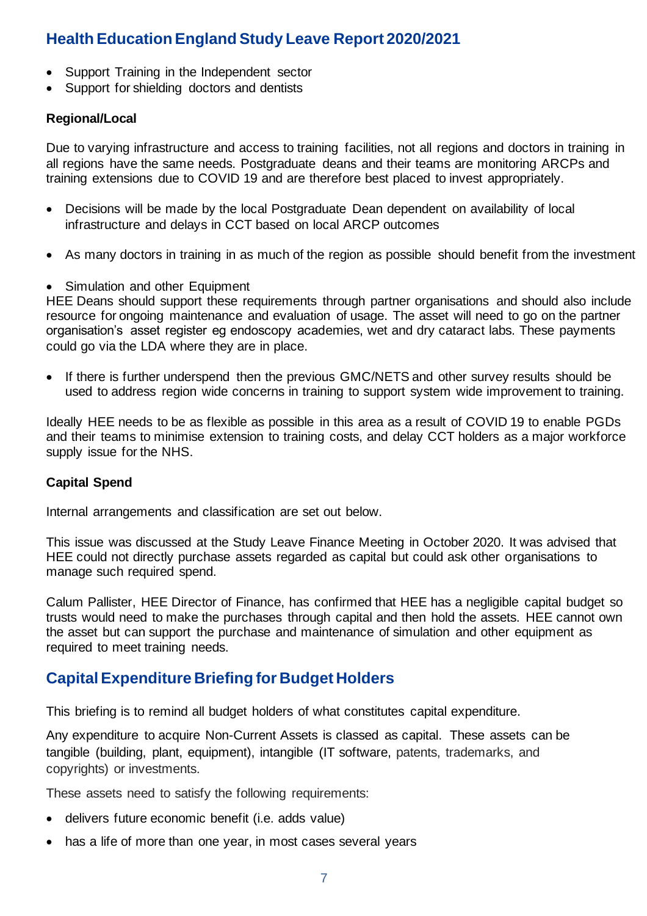- Support Training in the Independent sector
- Support for shielding doctors and dentists

**Regional/Local**

Due to varying infrastructure and access to training facilities, not all regions and doctors in training in all regions have the same needs. Postgraduate deans and their teams are monitoring ARCPs and training extensions due to COVID 19 and are therefore best placed to invest appropriately.

- Decisions will be made by the local Postgraduate Dean dependent on availability of local infrastructure and delays in CCT based on local ARCP outcomes

- As many doctors in training in as much of the region as possible should benefit from the investment

- Simulation and other Equipment

HEE Deans should support these requirements through partner organisations and should also include resource for ongoing maintenance and evaluation of usage. The asset will need to go on the partner organisation's asset register eg endoscopy academies, wet and dry cataract labs. These payments could go via the LDA where they are in place.

- If there is further underspend then the previous GMC/NETS and other survey results should be used to address region wide concerns in training to support system wide improvement to training.

Ideally HEE needs to be as flexible as possible in this area as a result of COVID 19 to enable PGDs and their teams to minimise extension to training costs, and delay CCT holders as a major workforce supply issue for the NHS.

**Capital Spend**

Internal arrangements and classification are set out below.

This issue was discussed at the Study Leave Finance Meeting in October 2020. It was advised that HEE could not directly purchase assets regarded as capital but could ask other organisations to manage such required spend.

Calum Pallister, HEE Director of Finance, has confirmed that HEE has a negligible capital budget so trusts would need to make the purchases through capital and then hold the assets. HEE cannot own the asset but can support the purchase and maintenance of simulation and other equipment as required to meet training needs.

## Capital Expenditure Briefing for Budget Holders

This briefing is to remind all budget holders of what constitutes capital expenditure.

Any expenditure to acquire Non-Current Assets is classed as capital. These assets can be tangible (building, plant, equipment), intangible (IT software, patents, trademarks, and copyrights) or investments.

These assets need to satisfy the following requirements:

- delivers future economic benefit (i.e. adds value)
- has a life of more than one year, in most cases several years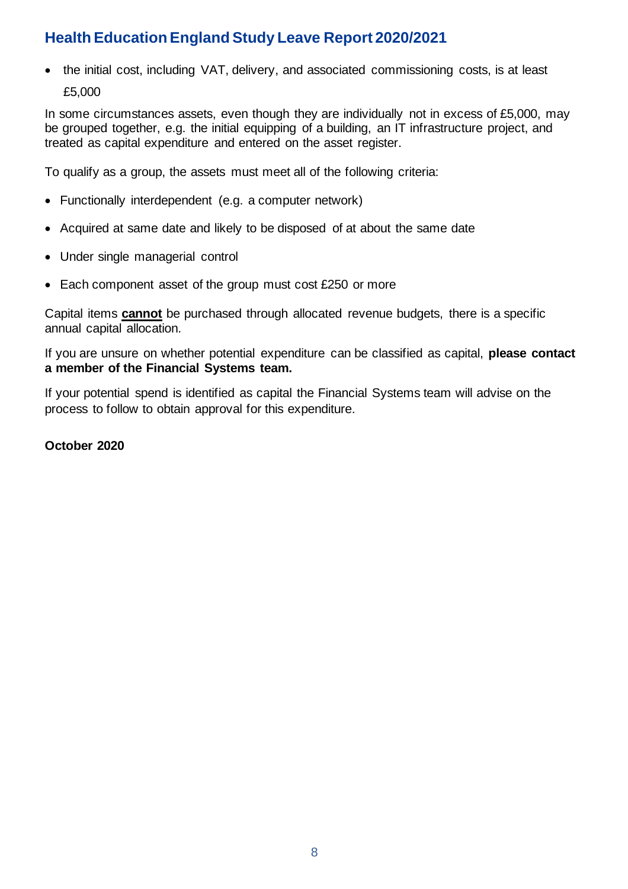- the initial cost, including VAT, delivery, and associated commissioning costs, is at least £5,000

In some circumstances assets, even though they are individually not in excess of £5,000, may be grouped together, e.g. the initial equipping of a building, an IT infrastructure project, and treated as capital expenditure and entered on the asset register.

To qualify as a group, the assets must meet all of the following criteria:

- Functionally interdependent (e.g. a computer network)
- Acquired at same date and likely to be disposed of at about the same date
- Under single managerial control
- Each component asset of the group must cost £250 or more

Capital items **cannot** be purchased through allocated revenue budgets, there is a specific annual capital allocation.

If you are unsure on whether potential expenditure can be classified as capital, **please contact a member of the Financial Systems team.**

If your potential spend is identified as capital the Financial Systems team will advise on the process to follow to obtain approval for this expenditure.

**October 2020**